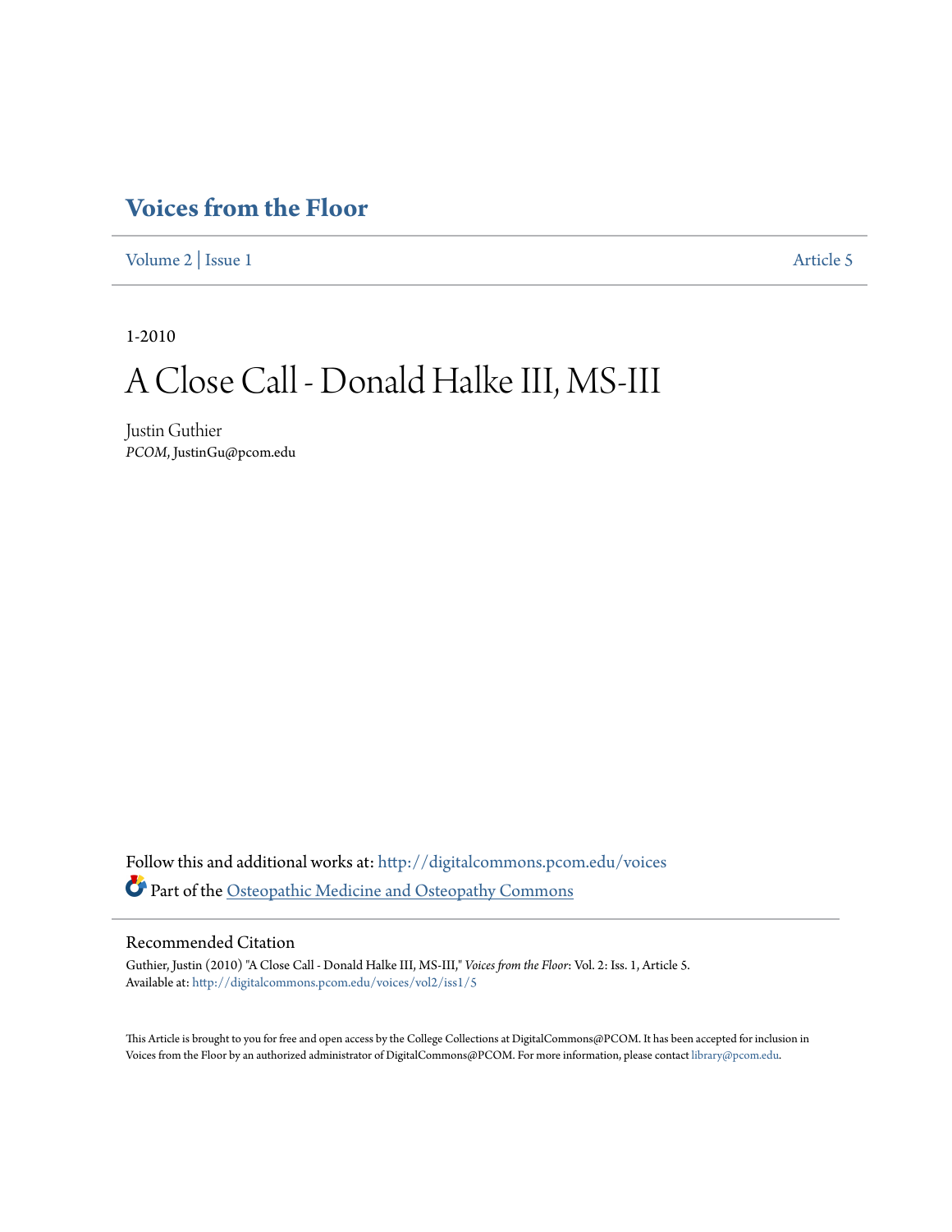# Voices from the Floor

Volume 2 | Issue 1 Article 5

1-2010

# A Close Call - Donald Halke III, MS-III

Justin Guthier
*PCOM*, JustinGu@pcom.edu

Follow this and additional works at: http://digitalcommons.pcom.edu/voices

Part of the Osteopathic Medicine and Osteopathy Commons

## Recommended Citation

Guthier, Justin (2010) "A Close Call - Donald Halke III, MS-III," *Voices from the Floor*: Vol. 2: Iss. 1, Article 5.
Available at: http://digitalcommons.pcom.edu/voices/vol2/iss1/5

This Article is brought to you for free and open access by the College Collections at DigitalCommons@PCOM. It has been accepted for inclusion in Voices from the Floor by an authorized administrator of DigitalCommons@PCOM. For more information, please contact library@pcom.edu.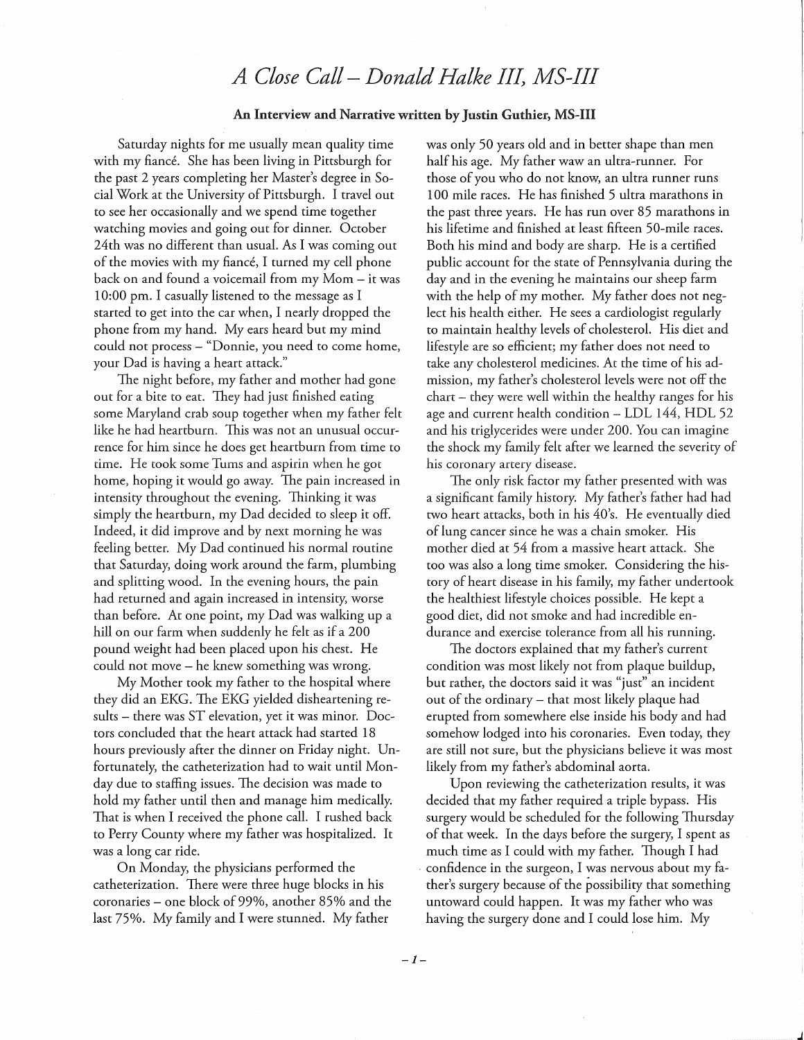# *A Close Call – Donald Halke III, MS-III*

**An Interview and Narrative written by Justin Guthier, MS-III**

Saturday nights for me usually mean quality time with my fiancé. She has been living in Pittsburgh for the past 2 years completing her Master's degree in Social Work at the University of Pittsburgh. I travel out to see her occasionally and we spend time together watching movies and going out for dinner. October 24th was no different than usual. As I was coming out of the movies with my fiancé, I turned my cell phone back on and found a voicemail from my Mom – it was 10:00 pm. I casually listened to the message as I started to get into the car when, I nearly dropped the phone from my hand. My ears heard but my mind could not process – "Donnie, you need to come home, your Dad is having a heart attack."

The night before, my father and mother had gone out for a bite to eat. They had just finished eating some Maryland crab soup together when my father felt like he had heartburn. This was not an unusual occurrence for him since he does get heartburn from time to time. He took some Tums and aspirin when he got home, hoping it would go away. The pain increased in intensity throughout the evening. Thinking it was simply the heartburn, my Dad decided to sleep it off. Indeed, it did improve and by next morning he was feeling better. My Dad continued his normal routine that Saturday, doing work around the farm, plumbing and splitting wood. In the evening hours, the pain had returned and again increased in intensity, worse than before. At one point, my Dad was walking up a hill on our farm when suddenly he felt as if a 200 pound weight had been placed upon his chest. He could not move – he knew something was wrong.

My Mother took my father to the hospital where they did an EKG. The EKG yielded disheartening results – there was ST elevation, yet it was minor. Doctors concluded that the heart attack had started 18 hours previously after the dinner on Friday night. Unfortunately, the catheterization had to wait until Monday due to staffing issues. The decision was made to hold my father until then and manage him medically. That is when I received the phone call. I rushed back to Perry County where my father was hospitalized. It was a long car ride.

On Monday, the physicians performed the catheterization. There were three huge blocks in his coronaries – one block of 99%, another 85% and the last 75%. My family and I were stunned. My father was only 50 years old and in better shape than men half his age. My father waw an ultra-runner. For those of you who do not know, an ultra runner runs 100 mile races. He has finished 5 ultra marathons in the past three years. He has run over 85 marathons in his lifetime and finished at least fifteen 50-mile races. Both his mind and body are sharp. He is a certified public account for the state of Pennsylvania during the day and in the evening he maintains our sheep farm with the help of my mother. My father does not neglect his health either. He sees a cardiologist regularly to maintain healthy levels of cholesterol. His diet and lifestyle are so efficient; my father does not need to take any cholesterol medicines. At the time of his admission, my father's cholesterol levels were not off the chart – they were well within the healthy ranges for his age and current health condition – LDL 144, HDL 52 and his triglycerides were under 200. You can imagine the shock my family felt after we learned the severity of his coronary artery disease.

The only risk factor my father presented with was a significant family history. My father's father had had two heart attacks, both in his 40's. He eventually died of lung cancer since he was a chain smoker. His mother died at 54 from a massive heart attack. She too was also a long time smoker. Considering the history of heart disease in his family, my father undertook the healthiest lifestyle choices possible. He kept a good diet, did not smoke and had incredible endurance and exercise tolerance from all his running.

The doctors explained that my father's current condition was most likely not from plaque buildup, but rather, the doctors said it was "just" an incident out of the ordinary – that most likely plaque had erupted from somewhere else inside his body and had somehow lodged into his coronaries. Even today, they are still not sure, but the physicians believe it was most likely from my father's abdominal aorta.

Upon reviewing the catheterization results, it was decided that my father required a triple bypass. His surgery would be scheduled for the following Thursday of that week. In the days before the surgery, I spent as much time as I could with my father. Though I had confidence in the surgeon, I was nervous about my father's surgery because of the possibility that something untoward could happen. It was my father who was having the surgery done and I could lose him. My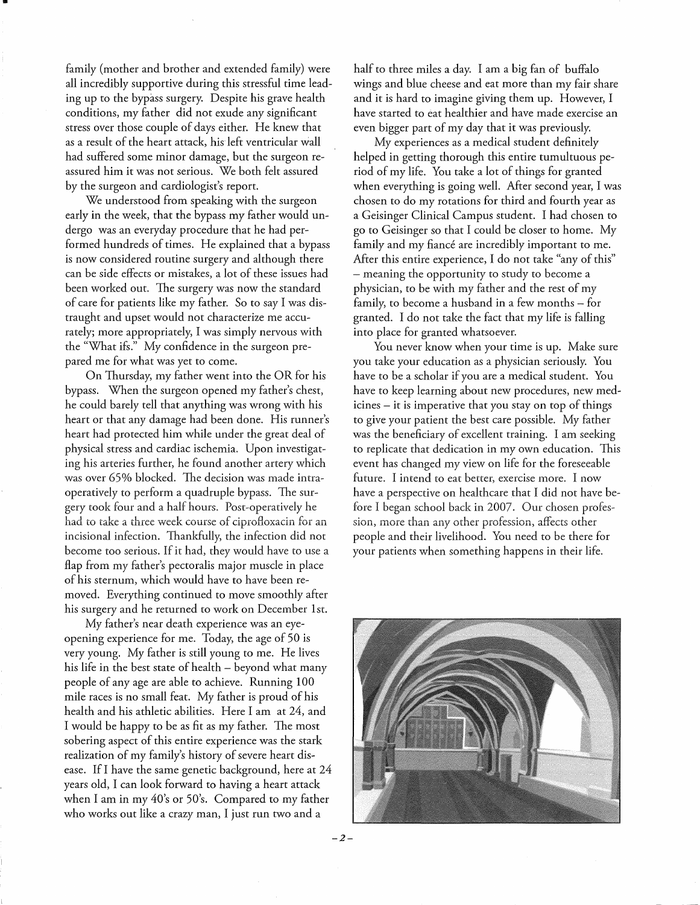family (mother and brother and extended family) were all incredibly supportive during this stressful time leading up to the bypass surgery. Despite his grave health conditions, my father did not exude any significant stress over those couple of days either. He knew that as a result of the heart attack, his left ventricular wall had suffered some minor damage, but the surgeon reassured him it was not serious. We both felt assured by the surgeon and cardiologist's report.

We understood from speaking with the surgeon early in the week, that the bypass my father would undergo was an everyday procedure that he had performed hundreds of times. He explained that a bypass is now considered routine surgery and although there can be side effects or mistakes, a lot of these issues had been worked out. The surgery was now the standard of care for patients like my father. So to say I was distraught and upset would not characterize me accurately; more appropriately, I was simply nervous with the "What ifs." My confidence in the surgeon prepared me for what was yet to come.

On Thursday, my father went into the OR for his bypass. When the surgeon opened my father's chest, he could barely tell that anything was wrong with his heart or that any damage had been done. His runner's heart had protected him while under the great deal of physical stress and cardiac ischemia. Upon investigating his arteries further, he found another artery which was over 65% blocked. The decision was made intra-operatively to perform a quadruple bypass. The surgery took four and a half hours. Post-operatively he had to take a three week course of ciprofloxacin for an incisional infection. Thankfully, the infection did not become too serious. If it had, they would have to use a flap from my father's pectoralis major muscle in place of his sternum, which would have to have been removed. Everything continued to move smoothly after his surgery and he returned to work on December 1st.

My father's near death experience was an eye-opening experience for me. Today, the age of 50 is very young. My father is still young to me. He lives his life in the best state of health – beyond what many people of any age are able to achieve. Running 100 mile races is no small feat. My father is proud of his health and his athletic abilities. Here I am at 24, and I would be happy to be as fit as my father. The most sobering aspect of this entire experience was the stark realization of my family's history of severe heart disease. If I have the same genetic background, here at 24 years old, I can look forward to having a heart attack when I am in my 40's or 50's. Compared to my father who works out like a crazy man, I just run two and a half to three miles a day. I am a big fan of buffalo wings and blue cheese and eat more than my fair share and it is hard to imagine giving them up. However, I have started to eat healthier and have made exercise an even bigger part of my day that it was previously.

My experiences as a medical student definitely helped in getting thorough this entire tumultuous period of my life. You take a lot of things for granted when everything is going well. After second year, I was chosen to do my rotations for third and fourth year as a Geisinger Clinical Campus student. I had chosen to go to Geisinger so that I could be closer to home. My family and my fiancé are incredibly important to me. After this entire experience, I do not take "any of this" – meaning the opportunity to study to become a physician, to be with my father and the rest of my family, to become a husband in a few months – for granted. I do not take the fact that my life is falling into place for granted whatsoever.

You never know when your time is up. Make sure you take your education as a physician seriously. You have to be a scholar if you are a medical student. You have to keep learning about new procedures, new medicines – it is imperative that you stay on top of things to give your patient the best care possible. My father was the beneficiary of excellent training. I am seeking to replicate that dedication in my own education. This event has changed my view on life for the foreseeable future. I intend to eat better, exercise more. I now have a perspective on healthcare that I did not have before I began school back in 2007. Our chosen profession, more than any other profession, affects other people and their livelihood. You need to be there for your patients when something happens in their life.